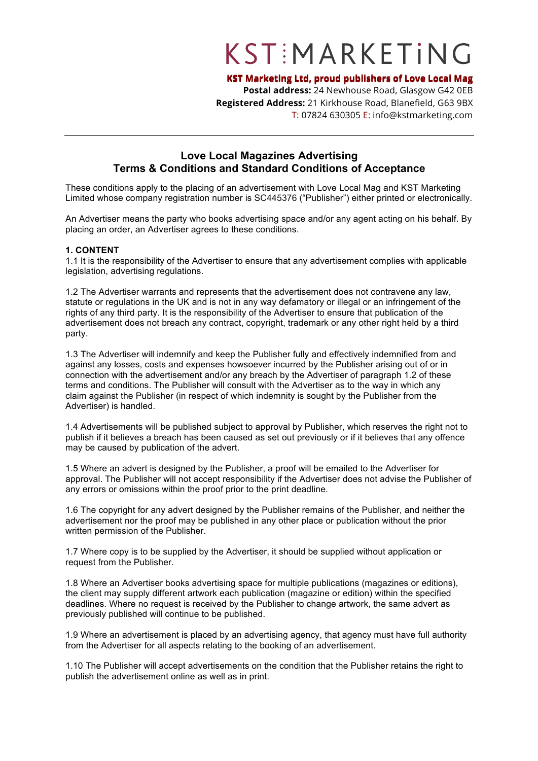# KST:MARKETiNG

**KST Marketing Ltd, proud publishers of Love Local Mag**
**Postal address:** 24 Newhouse Road, Glasgow G42 0EB
**Registered Address:** 21 Kirkhouse Road, Blanefield, G63 9BX
T: 07824 630305 E: info@kstmarketing.com

---

## Love Local Magazines Advertising
## Terms & Conditions and Standard Conditions of Acceptance

These conditions apply to the placing of an advertisement with Love Local Mag and KST Marketing Limited whose company registration number is SC445376 ("Publisher") either printed or electronically.

An Advertiser means the party who books advertising space and/or any agent acting on his behalf. By placing an order, an Advertiser agrees to these conditions.

### 1. CONTENT

1.1 It is the responsibility of the Advertiser to ensure that any advertisement complies with applicable legislation, advertising regulations.

1.2 The Advertiser warrants and represents that the advertisement does not contravene any law, statute or regulations in the UK and is not in any way defamatory or illegal or an infringement of the rights of any third party. It is the responsibility of the Advertiser to ensure that publication of the advertisement does not breach any contract, copyright, trademark or any other right held by a third party.

1.3 The Advertiser will indemnify and keep the Publisher fully and effectively indemnified from and against any losses, costs and expenses howsoever incurred by the Publisher arising out of or in connection with the advertisement and/or any breach by the Advertiser of paragraph 1.2 of these terms and conditions. The Publisher will consult with the Advertiser as to the way in which any claim against the Publisher (in respect of which indemnity is sought by the Publisher from the Advertiser) is handled.

1.4 Advertisements will be published subject to approval by Publisher, which reserves the right not to publish if it believes a breach has been caused as set out previously or if it believes that any offence may be caused by publication of the advert.

1.5 Where an advert is designed by the Publisher, a proof will be emailed to the Advertiser for approval. The Publisher will not accept responsibility if the Advertiser does not advise the Publisher of any errors or omissions within the proof prior to the print deadline.

1.6 The copyright for any advert designed by the Publisher remains of the Publisher, and neither the advertisement nor the proof may be published in any other place or publication without the prior written permission of the Publisher.

1.7 Where copy is to be supplied by the Advertiser, it should be supplied without application or request from the Publisher.

1.8 Where an Advertiser books advertising space for multiple publications (magazines or editions), the client may supply different artwork each publication (magazine or edition) within the specified deadlines. Where no request is received by the Publisher to change artwork, the same advert as previously published will continue to be published.

1.9 Where an advertisement is placed by an advertising agency, that agency must have full authority from the Advertiser for all aspects relating to the booking of an advertisement.

1.10 The Publisher will accept advertisements on the condition that the Publisher retains the right to publish the advertisement online as well as in print.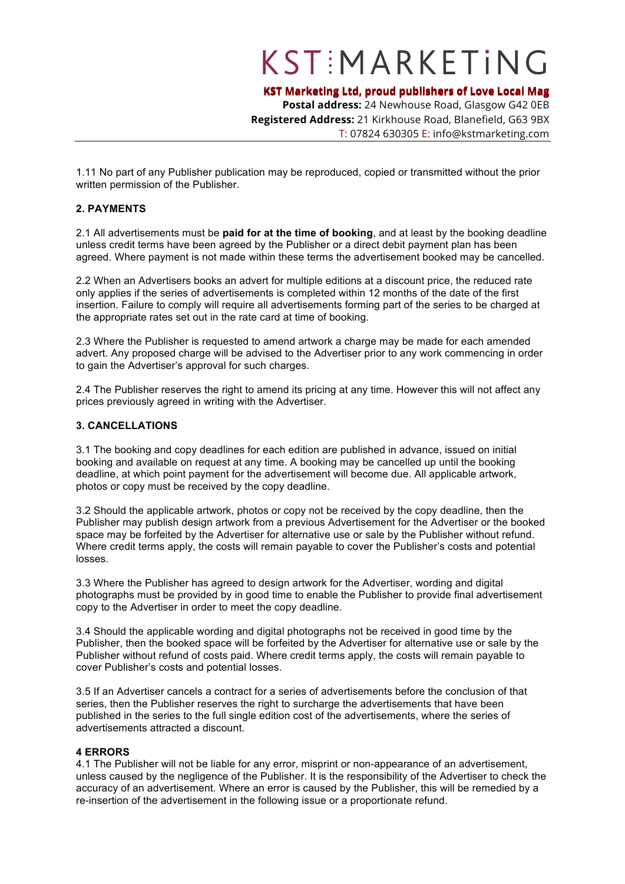1.11 No part of any Publisher publication may be reproduced, copied or transmitted without the prior written permission of the Publisher.

## 2. PAYMENTS

2.1 All advertisements must be **paid for at the time of booking**, and at least by the booking deadline unless credit terms have been agreed by the Publisher or a direct debit payment plan has been agreed. Where payment is not made within these terms the advertisement booked may be cancelled.

2.2 When an Advertisers books an advert for multiple editions at a discount price, the reduced rate only applies if the series of advertisements is completed within 12 months of the date of the first insertion. Failure to comply will require all advertisements forming part of the series to be charged at the appropriate rates set out in the rate card at time of booking.

2.3 Where the Publisher is requested to amend artwork a charge may be made for each amended advert. Any proposed charge will be advised to the Advertiser prior to any work commencing in order to gain the Advertiser's approval for such charges.

2.4 The Publisher reserves the right to amend its pricing at any time. However this will not affect any prices previously agreed in writing with the Advertiser.

## 3. CANCELLATIONS

3.1 The booking and copy deadlines for each edition are published in advance, issued on initial booking and available on request at any time. A booking may be cancelled up until the booking deadline, at which point payment for the advertisement will become due. All applicable artwork, photos or copy must be received by the copy deadline.

3.2 Should the applicable artwork, photos or copy not be received by the copy deadline, then the Publisher may publish design artwork from a previous Advertisement for the Advertiser or the booked space may be forfeited by the Advertiser for alternative use or sale by the Publisher without refund. Where credit terms apply, the costs will remain payable to cover the Publisher's costs and potential losses.

3.3 Where the Publisher has agreed to design artwork for the Advertiser, wording and digital photographs must be provided by in good time to enable the Publisher to provide final advertisement copy to the Advertiser in order to meet the copy deadline.

3.4 Should the applicable wording and digital photographs not be received in good time by the Publisher, then the booked space will be forfeited by the Advertiser for alternative use or sale by the Publisher without refund of costs paid. Where credit terms apply, the costs will remain payable to cover Publisher's costs and potential losses.

3.5 If an Advertiser cancels a contract for a series of advertisements before the conclusion of that series, then the Publisher reserves the right to surcharge the advertisements that have been published in the series to the full single edition cost of the advertisements, where the series of advertisements attracted a discount.

## 4 ERRORS

4.1 The Publisher will not be liable for any error, misprint or non-appearance of an advertisement, unless caused by the negligence of the Publisher. It is the responsibility of the Advertiser to check the accuracy of an advertisement. Where an error is caused by the Publisher, this will be remedied by a re-insertion of the advertisement in the following issue or a proportionate refund.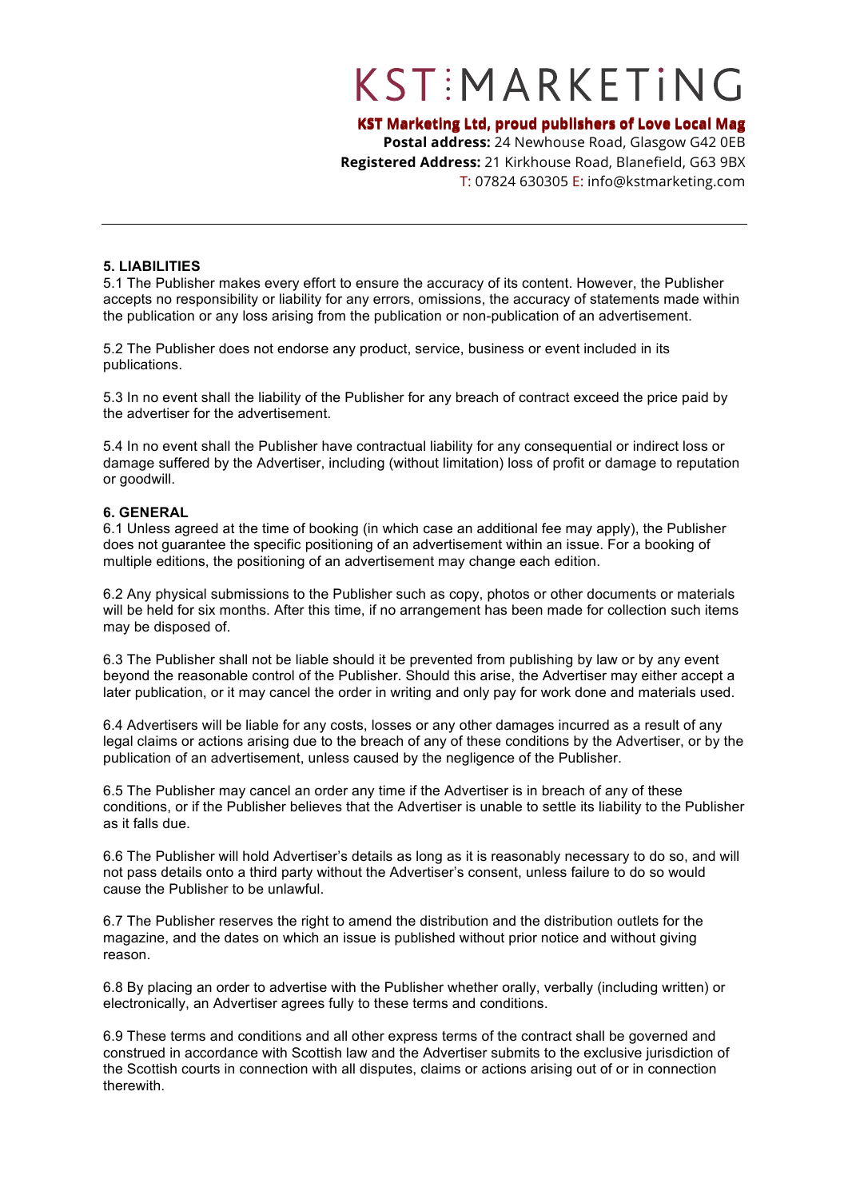# KST⁝MARKETiNG

**KST Marketing Ltd, proud publishers of Love Local Mag**
**Postal address:** 24 Newhouse Road, Glasgow G42 0EB
**Registered Address:** 21 Kirkhouse Road, Blanefield, G63 9BX
T: 07824 630305 E: info@kstmarketing.com

---

## 5. LIABILITIES

5.1 The Publisher makes every effort to ensure the accuracy of its content. However, the Publisher accepts no responsibility or liability for any errors, omissions, the accuracy of statements made within the publication or any loss arising from the publication or non-publication of an advertisement.

5.2 The Publisher does not endorse any product, service, business or event included in its publications.

5.3 In no event shall the liability of the Publisher for any breach of contract exceed the price paid by the advertiser for the advertisement.

5.4 In no event shall the Publisher have contractual liability for any consequential or indirect loss or damage suffered by the Advertiser, including (without limitation) loss of profit or damage to reputation or goodwill.

## 6. GENERAL

6.1 Unless agreed at the time of booking (in which case an additional fee may apply), the Publisher does not guarantee the specific positioning of an advertisement within an issue. For a booking of multiple editions, the positioning of an advertisement may change each edition.

6.2 Any physical submissions to the Publisher such as copy, photos or other documents or materials will be held for six months. After this time, if no arrangement has been made for collection such items may be disposed of.

6.3 The Publisher shall not be liable should it be prevented from publishing by law or by any event beyond the reasonable control of the Publisher. Should this arise, the Advertiser may either accept a later publication, or it may cancel the order in writing and only pay for work done and materials used.

6.4 Advertisers will be liable for any costs, losses or any other damages incurred as a result of any legal claims or actions arising due to the breach of any of these conditions by the Advertiser, or by the publication of an advertisement, unless caused by the negligence of the Publisher.

6.5 The Publisher may cancel an order any time if the Advertiser is in breach of any of these conditions, or if the Publisher believes that the Advertiser is unable to settle its liability to the Publisher as it falls due.

6.6 The Publisher will hold Advertiser's details as long as it is reasonably necessary to do so, and will not pass details onto a third party without the Advertiser's consent, unless failure to do so would cause the Publisher to be unlawful.

6.7 The Publisher reserves the right to amend the distribution and the distribution outlets for the magazine, and the dates on which an issue is published without prior notice and without giving reason.

6.8 By placing an order to advertise with the Publisher whether orally, verbally (including written) or electronically, an Advertiser agrees fully to these terms and conditions.

6.9 These terms and conditions and all other express terms of the contract shall be governed and construed in accordance with Scottish law and the Advertiser submits to the exclusive jurisdiction of the Scottish courts in connection with all disputes, claims or actions arising out of or in connection therewith.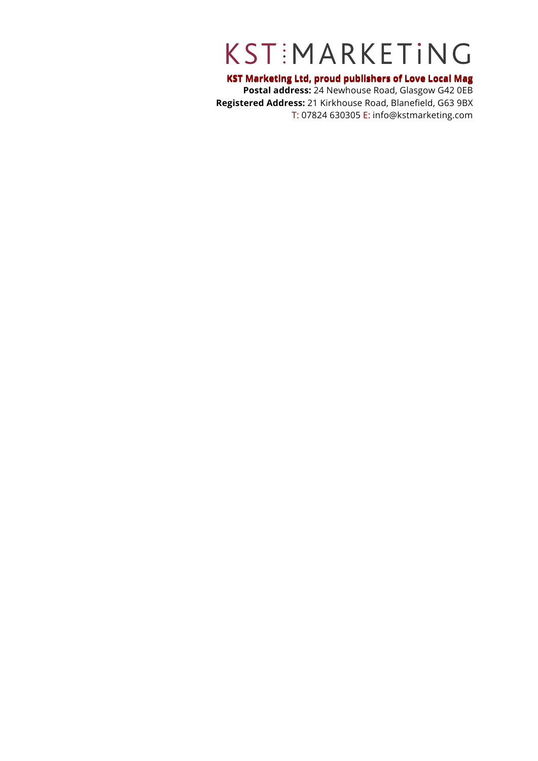KST:MARKETiNG

**KST Marketing Ltd, proud publishers of Love Local Mag**

**Postal address:** 24 Newhouse Road, Glasgow G42 0EB

**Registered Address:** 21 Kirkhouse Road, Blanefield, G63 9BX

T: 07824 630305 E: info@kstmarketing.com